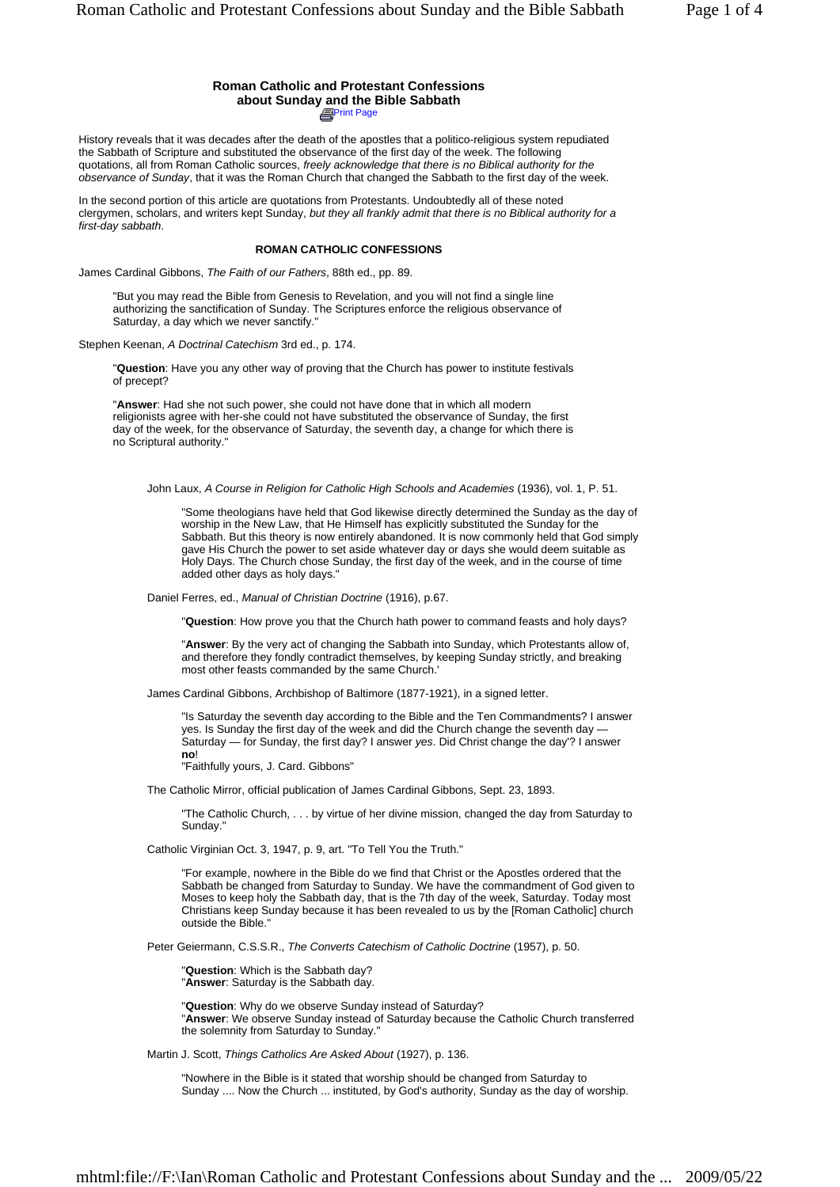## Roman Catholic and Protestant Confessions about Sunday and the Bible Sabbath

Print Page

History reveals that it was decades after the death of the apostles that a politico-religious system repudiated the Sabbath of Scripture and substituted the observance of the first day of the week. The following quotations, all from Roman Catholic sources, *freely acknowledge that there is no Biblical authority for the observance of Sunday*, that it was the Roman Church that changed the Sabbath to the first day of the week.

In the second portion of this article are quotations from Protestants. Undoubtedly all of these noted clergymen, scholars, and writers kept Sunday, *but they all frankly admit that there is no Biblical authority for a first-day sabbath*.

### ROMAN CATHOLIC CONFESSIONS

James Cardinal Gibbons, *The Faith of our Fathers*, 88th ed., pp. 89.

> "But you may read the Bible from Genesis to Revelation, and you will not find a single line authorizing the sanctification of Sunday. The Scriptures enforce the religious observance of Saturday, a day which we never sanctify."

Stephen Keenan, *A Doctrinal Catechism* 3rd ed., p. 174.

> "**Question**: Have you any other way of proving that the Church has power to institute festivals of precept?
>
> "**Answer**: Had she not such power, she could not have done that in which all modern religionists agree with her-she could not have substituted the observance of Sunday, the first day of the week, for the observance of Saturday, the seventh day, a change for which there is no Scriptural authority."

John Laux, *A Course in Religion for Catholic High Schools and Academies* (1936), vol. 1, P. 51.

> "Some theologians have held that God likewise directly determined the Sunday as the day of worship in the New Law, that He Himself has explicitly substituted the Sunday for the Sabbath. But this theory is now entirely abandoned. It is now commonly held that God simply gave His Church the power to set aside whatever day or days she would deem suitable as Holy Days. The Church chose Sunday, the first day of the week, and in the course of time added other days as holy days."

Daniel Ferres, ed., *Manual of Christian Doctrine* (1916), p.67.

> "**Question**: How prove you that the Church hath power to command feasts and holy days?
>
> "**Answer**: By the very act of changing the Sabbath into Sunday, which Protestants allow of, and therefore they fondly contradict themselves, by keeping Sunday strictly, and breaking most other feasts commanded by the same Church.'

James Cardinal Gibbons, Archbishop of Baltimore (1877-1921), in a signed letter.

> "Is Saturday the seventh day according to the Bible and the Ten Commandments? I answer yes. Is Sunday the first day of the week and did the Church change the seventh day — Saturday — for Sunday, the first day? I answer *yes*. Did Christ change the day'? I answer **no**!
> "Faithfully yours, J. Card. Gibbons"

The Catholic Mirror, official publication of James Cardinal Gibbons, Sept. 23, 1893.

> "The Catholic Church, . . . by virtue of her divine mission, changed the day from Saturday to Sunday."

Catholic Virginian Oct. 3, 1947, p. 9, art. "To Tell You the Truth."

> "For example, nowhere in the Bible do we find that Christ or the Apostles ordered that the Sabbath be changed from Saturday to Sunday. We have the commandment of God given to Moses to keep holy the Sabbath day, that is the 7th day of the week, Saturday. Today most Christians keep Sunday because it has been revealed to us by the [Roman Catholic] church outside the Bible."

Peter Geiermann, C.S.S.R., *The Converts Catechism of Catholic Doctrine* (1957), p. 50.

> "**Question**: Which is the Sabbath day?
> "**Answer**: Saturday is the Sabbath day.
>
> "**Question**: Why do we observe Sunday instead of Saturday?
> "**Answer**: We observe Sunday instead of Saturday because the Catholic Church transferred the solemnity from Saturday to Sunday."

Martin J. Scott, *Things Catholics Are Asked About* (1927), p. 136.

> "Nowhere in the Bible is it stated that worship should be changed from Saturday to Sunday .... Now the Church ... instituted, by God's authority, Sunday as the day of worship.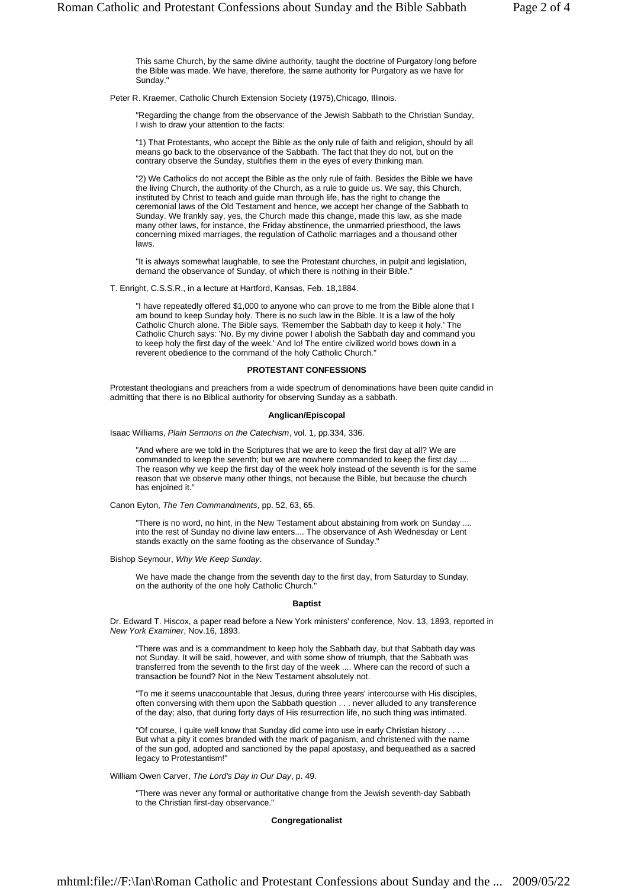> This same Church, by the same divine authority, taught the doctrine of Purgatory long before the Bible was made. We have, therefore, the same authority for Purgatory as we have for Sunday."

Peter R. Kraemer, Catholic Church Extension Society (1975),Chicago, Illinois.

> "Regarding the change from the observance of the Jewish Sabbath to the Christian Sunday, I wish to draw your attention to the facts:
>
> "1) That Protestants, who accept the Bible as the only rule of faith and religion, should by all means go back to the observance of the Sabbath. The fact that they do not, but on the contrary observe the Sunday, stultifies them in the eyes of every thinking man.
>
> "2) We Catholics do not accept the Bible as the only rule of faith. Besides the Bible we have the living Church, the authority of the Church, as a rule to guide us. We say, this Church, instituted by Christ to teach and guide man through life, has the right to change the ceremonial laws of the Old Testament and hence, we accept her change of the Sabbath to Sunday. We frankly say, yes, the Church made this change, made this law, as she made many other laws, for instance, the Friday abstinence, the unmarried priesthood, the laws concerning mixed marriages, the regulation of Catholic marriages and a thousand other laws.
>
> "It is always somewhat laughable, to see the Protestant churches, in pulpit and legislation, demand the observance of Sunday, of which there is nothing in their Bible."

T. Enright, C.S.S.R., in a lecture at Hartford, Kansas, Feb. 18,1884.

> "I have repeatedly offered $1,000 to anyone who can prove to me from the Bible alone that I am bound to keep Sunday holy. There is no such law in the Bible. It is a law of the holy Catholic Church alone. The Bible says, 'Remember the Sabbath day to keep it holy.' The Catholic Church says: 'No. By my divine power I abolish the Sabbath day and command you to keep holy the first day of the week.' And lo! The entire civilized world bows down in a reverent obedience to the command of the holy Catholic Church."

## PROTESTANT CONFESSIONS

Protestant theologians and preachers from a wide spectrum of denominations have been quite candid in admitting that there is no Biblical authority for observing Sunday as a sabbath.

### Anglican/Episcopal

Isaac Williams, *Plain Sermons on the Catechism*, vol. 1, pp.334, 336.

> "And where are we told in the Scriptures that we are to keep the first day at all? We are commanded to keep the seventh; but we are nowhere commanded to keep the first day .... The reason why we keep the first day of the week holy instead of the seventh is for the same reason that we observe many other things, not because the Bible, but because the church has enjoined it."

Canon Eyton, *The Ten Commandments*, pp. 52, 63, 65.

> "There is no word, no hint, in the New Testament about abstaining from work on Sunday .... into the rest of Sunday no divine law enters.... The observance of Ash Wednesday or Lent stands exactly on the same footing as the observance of Sunday."

Bishop Seymour, *Why We Keep Sunday*.

> We have made the change from the seventh day to the first day, from Saturday to Sunday, on the authority of the one holy Catholic Church."

### Baptist

Dr. Edward T. Hiscox, a paper read before a New York ministers' conference, Nov. 13, 1893, reported in *New York Examiner*, Nov.16, 1893.

> "There was and is a commandment to keep holy the Sabbath day, but that Sabbath day was not Sunday. It will be said, however, and with some show of triumph, that the Sabbath was transferred from the seventh to the first day of the week .... Where can the record of such a transaction be found? Not in the New Testament absolutely not.
>
> "To me it seems unaccountable that Jesus, during three years' intercourse with His disciples, often conversing with them upon the Sabbath question . . . never alluded to any transference of the day; also, that during forty days of His resurrection life, no such thing was intimated.
>
> "Of course, I quite well know that Sunday did come into use in early Christian history . . . . But what a pity it comes branded with the mark of paganism, and christened with the name of the sun god, adopted and sanctioned by the papal apostasy, and bequeathed as a sacred legacy to Protestantism!"

William Owen Carver, *The Lord's Day in Our Day*, p. 49.

> "There was never any formal or authoritative change from the Jewish seventh-day Sabbath to the Christian first-day observance."

### Congregationalist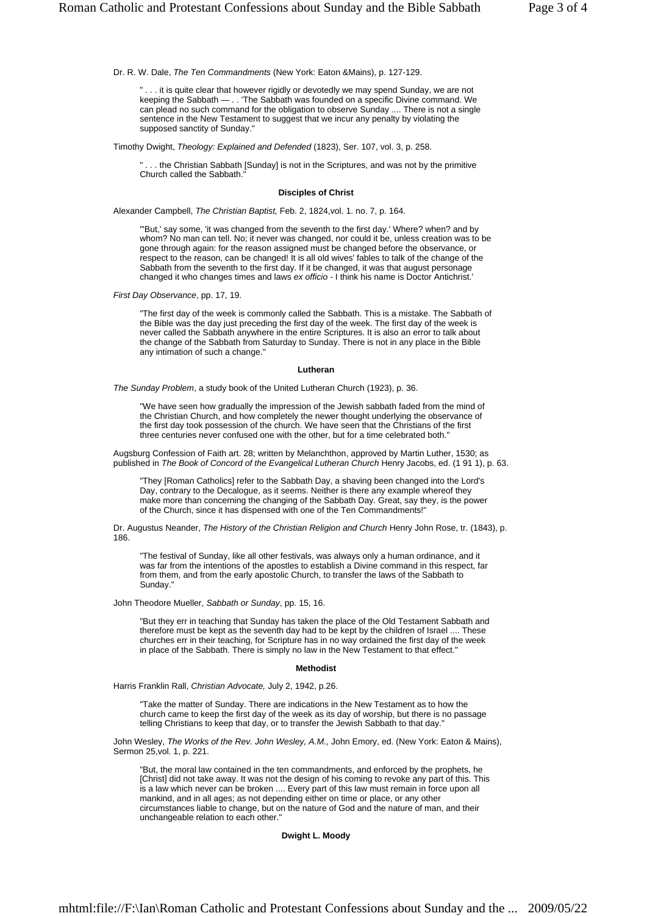Dr. R. W. Dale, *The Ten Commandments* (New York: Eaton &Mains), p. 127-129.

> " . . . it is quite clear that however rigidly or devotedly we may spend Sunday, we are not keeping the Sabbath — . . 'The Sabbath was founded on a specific Divine command. We can plead no such command for the obligation to observe Sunday .... There is not a single sentence in the New Testament to suggest that we incur any penalty by violating the supposed sanctity of Sunday."

Timothy Dwight, *Theology: Explained and Defended* (1823), Ser. 107, vol. 3, p. 258.

> " . . . the Christian Sabbath [Sunday] is not in the Scriptures, and was not by the primitive Church called the Sabbath."

**Disciples of Christ**

Alexander Campbell, *The Christian Baptist,* Feb. 2, 1824,vol. 1. no. 7, p. 164.

> "'But,' say some, 'it was changed from the seventh to the first day.' Where? when? and by whom? No man can tell. No; it never was changed, nor could it be, unless creation was to be gone through again: for the reason assigned must be changed before the observance, or respect to the reason, can be changed! It is all old wives' fables to talk of the change of the Sabbath from the seventh to the first day. If it be changed, it was that august personage changed it who changes times and laws *ex officio* - I think his name is Doctor Antichrist.'

*First Day Observance*, pp. 17, 19.

> "The first day of the week is commonly called the Sabbath. This is a mistake. The Sabbath of the Bible was the day just preceding the first day of the week. The first day of the week is never called the Sabbath anywhere in the entire Scriptures. It is also an error to talk about the change of the Sabbath from Saturday to Sunday. There is not in any place in the Bible any intimation of such a change."

**Lutheran**

*The Sunday Problem*, a study book of the United Lutheran Church (1923), p. 36.

> "We have seen how gradually the impression of the Jewish sabbath faded from the mind of the Christian Church, and how completely the newer thought underlying the observance of the first day took possession of the church. We have seen that the Christians of the first three centuries never confused one with the other, but for a time celebrated both."

Augsburg Confession of Faith art. 28; written by Melanchthon, approved by Martin Luther, 1530; as published in *The Book of Concord of the Evangelical Lutheran Church* Henry Jacobs, ed. (1 91 1), p. 63.

> "They [Roman Catholics] refer to the Sabbath Day, a shaving been changed into the Lord's Day, contrary to the Decalogue, as it seems. Neither is there any example whereof they make more than concerning the changing of the Sabbath Day. Great, say they, is the power of the Church, since it has dispensed with one of the Ten Commandments!"

Dr. Augustus Neander, *The History of the Christian Religion and Church* Henry John Rose, tr. (1843), p. 186.

> "The festival of Sunday, like all other festivals, was always only a human ordinance, and it was far from the intentions of the apostles to establish a Divine command in this respect, far from them, and from the early apostolic Church, to transfer the laws of the Sabbath to Sunday."

John Theodore Mueller, *Sabbath or Sunday*, pp. 15, 16.

> "But they err in teaching that Sunday has taken the place of the Old Testament Sabbath and therefore must be kept as the seventh day had to be kept by the children of Israel .... These churches err in their teaching, for Scripture has in no way ordained the first day of the week in place of the Sabbath. There is simply no law in the New Testament to that effect."

**Methodist**

Harris Franklin Rall, *Christian Advocate,* July 2, 1942, p.26.

> "Take the matter of Sunday. There are indications in the New Testament as to how the church came to keep the first day of the week as its day of worship, but there is no passage telling Christians to keep that day, or to transfer the Jewish Sabbath to that day."

John Wesley, *The Works of the Rev. John Wesley, A.M.,* John Emory, ed. (New York: Eaton & Mains), Sermon 25,vol. 1, p. 221.

> "But, the moral law contained in the ten commandments, and enforced by the prophets, he [Christ] did not take away. It was not the design of his coming to revoke any part of this. This is a law which never can be broken .... Every part of this law must remain in force upon all mankind, and in all ages; as not depending either on time or place, or any other circumstances liable to change, but on the nature of God and the nature of man, and their unchangeable relation to each other."

**Dwight L. Moody**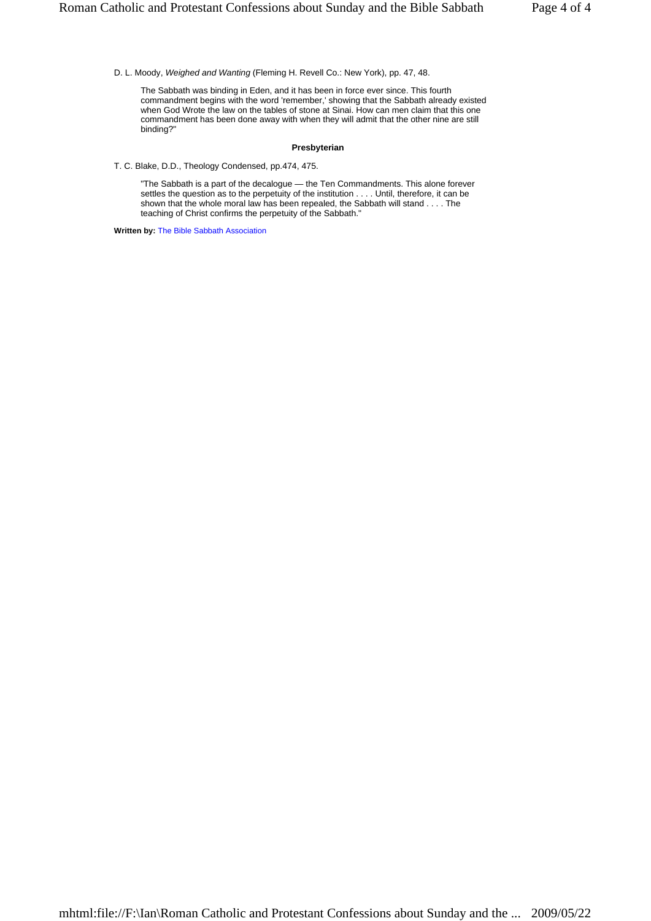D. L. Moody, *Weighed and Wanting* (Fleming H. Revell Co.: New York), pp. 47, 48.

> The Sabbath was binding in Eden, and it has been in force ever since. This fourth commandment begins with the word 'remember,' showing that the Sabbath already existed when God Wrote the law on the tables of stone at Sinai. How can men claim that this one commandment has been done away with when they will admit that the other nine are still binding?"

**Presbyterian**

T. C. Blake, D.D., Theology Condensed, pp.474, 475.

> "The Sabbath is a part of the decalogue — the Ten Commandments. This alone forever settles the question as to the perpetuity of the institution . . . . Until, therefore, it can be shown that the whole moral law has been repealed, the Sabbath will stand . . . . The teaching of Christ confirms the perpetuity of the Sabbath."

**Written by:** The Bible Sabbath Association